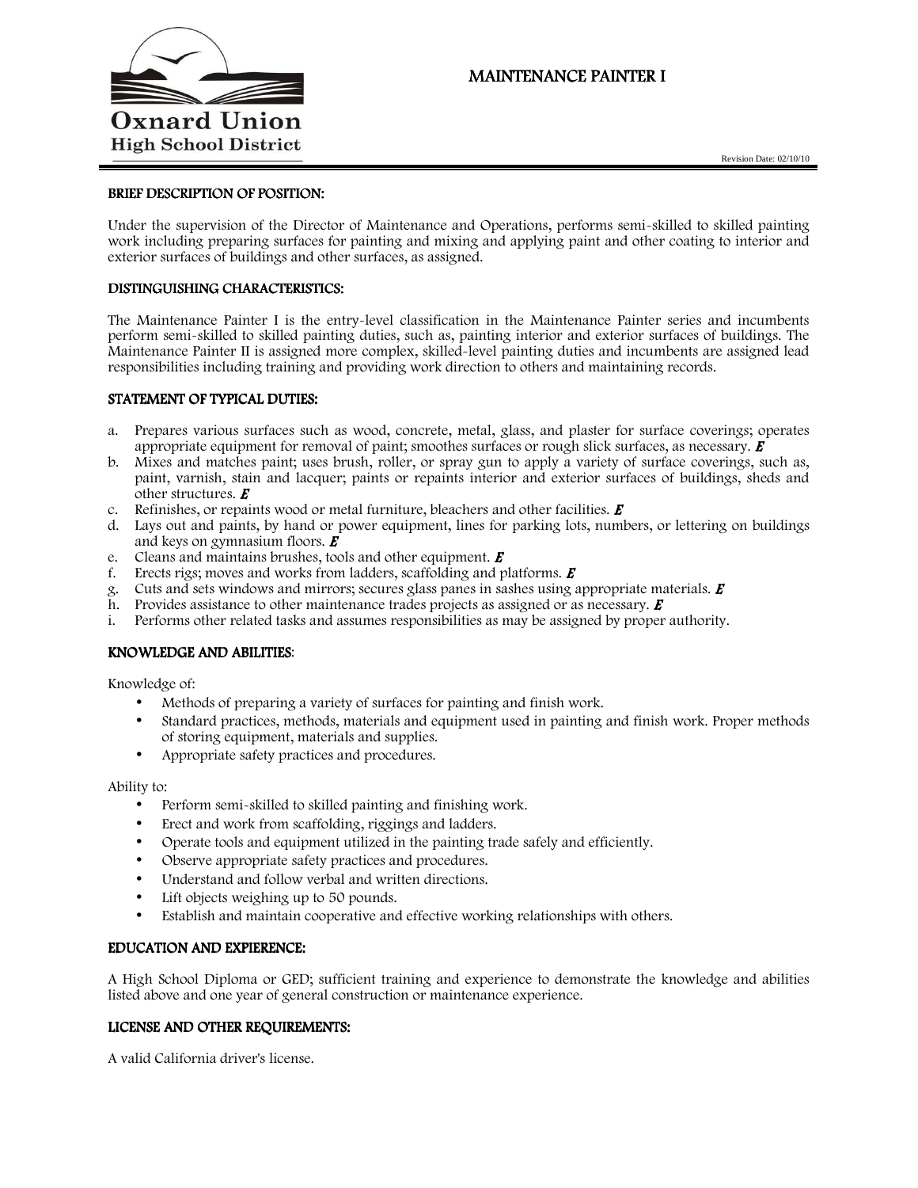Oxnard Union High School District

# MAINTENANCE PAINTER I

Revision Date: 02/10/10

## BRIEF DESCRIPTION OF POSITION:

Under the supervision of the Director of Maintenance and Operations, performs semi-skilled to skilled painting work including preparing surfaces for painting and mixing and applying paint and other coating to interior and exterior surfaces of buildings and other surfaces, as assigned.

## DISTINGUISHING CHARACTERISTICS:

The Maintenance Painter I is the entry-level classification in the Maintenance Painter series and incumbents perform semi-skilled to skilled painting duties, such as, painting interior and exterior surfaces of buildings. The Maintenance Painter II is assigned more complex, skilled-level painting duties and incumbents are assigned lead responsibilities including training and providing work direction to others and maintaining records.

## STATEMENT OF TYPICAL DUTIES:

a. Prepares various surfaces such as wood, concrete, metal, glass, and plaster for surface coverings; operates appropriate equipment for removal of paint; smoothes surfaces or rough slick surfaces, as necessary. ***E***
b. Mixes and matches paint; uses brush, roller, or spray gun to apply a variety of surface coverings, such as, paint, varnish, stain and lacquer; paints or repaints interior and exterior surfaces of buildings, sheds and other structures. ***E***
c. Refinishes, or repaints wood or metal furniture, bleachers and other facilities. ***E***
d. Lays out and paints, by hand or power equipment, lines for parking lots, numbers, or lettering on buildings and keys on gymnasium floors. ***E***
e. Cleans and maintains brushes, tools and other equipment. ***E***
f. Erects rigs; moves and works from ladders, scaffolding and platforms. ***E***
g. Cuts and sets windows and mirrors; secures glass panes in sashes using appropriate materials. ***E***
h. Provides assistance to other maintenance trades projects as assigned or as necessary. ***E***
i. Performs other related tasks and assumes responsibilities as may be assigned by proper authority.

## KNOWLEDGE AND ABILITIES:

Knowledge of:

- Methods of preparing a variety of surfaces for painting and finish work.
- Standard practices, methods, materials and equipment used in painting and finish work. Proper methods of storing equipment, materials and supplies.
- Appropriate safety practices and procedures.

Ability to:

- Perform semi-skilled to skilled painting and finishing work.
- Erect and work from scaffolding, riggings and ladders.
- Operate tools and equipment utilized in the painting trade safely and efficiently.
- Observe appropriate safety practices and procedures.
- Understand and follow verbal and written directions.
- Lift objects weighing up to 50 pounds.
- Establish and maintain cooperative and effective working relationships with others.

## EDUCATION AND EXPIERENCE:

A High School Diploma or GED; sufficient training and experience to demonstrate the knowledge and abilities listed above and one year of general construction or maintenance experience.

## LICENSE AND OTHER REQUIREMENTS:

A valid California driver's license.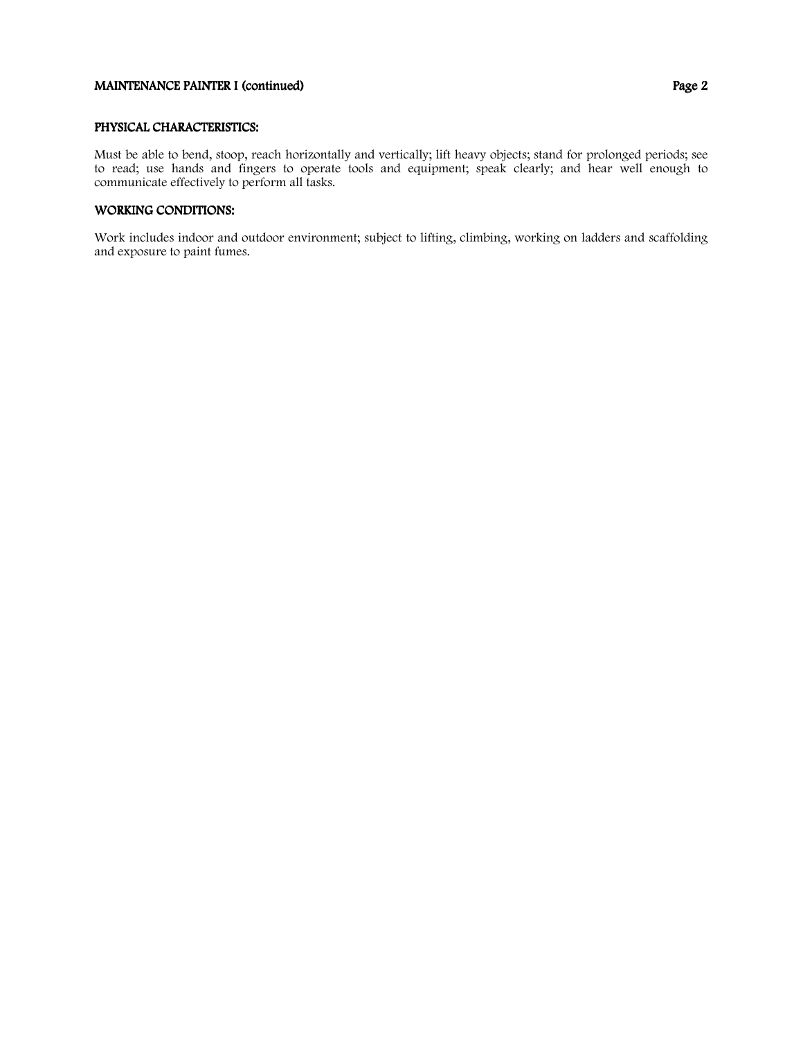## PHYSICAL CHARACTERISTICS:

Must be able to bend, stoop, reach horizontally and vertically; lift heavy objects; stand for prolonged periods; see to read; use hands and fingers to operate tools and equipment; speak clearly; and hear well enough to communicate effectively to perform all tasks.

## WORKING CONDITIONS:

Work includes indoor and outdoor environment; subject to lifting, climbing, working on ladders and scaffolding and exposure to paint fumes.